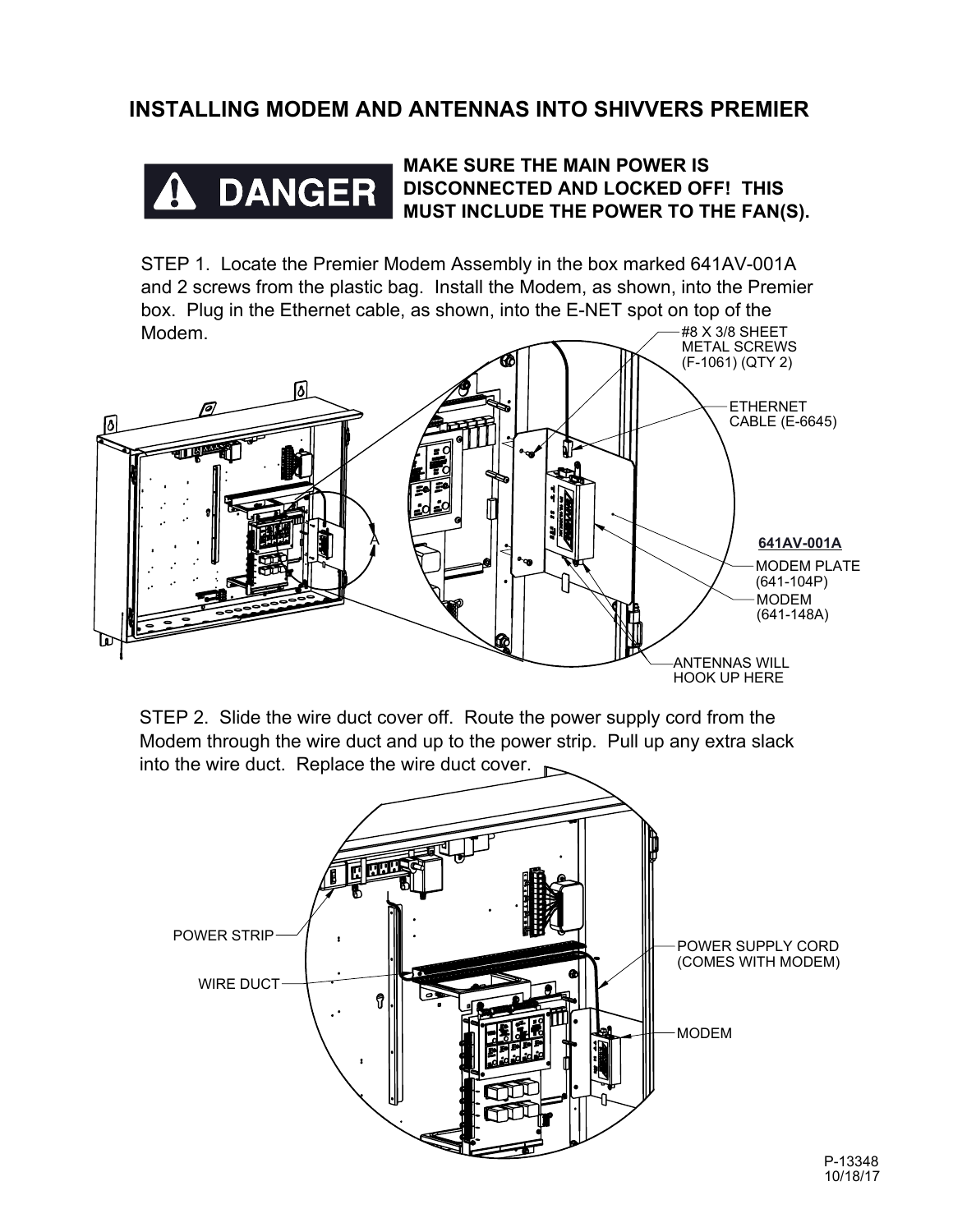# INSTALLING MODEM AND ANTENNAS INTO SHIVVERS PREMIER

**DANGER**

**MAKE SURE THE MAIN POWER IS DISCONNECTED AND LOCKED OFF! THIS MUST INCLUDE THE POWER TO THE FAN(S).**

STEP 1. Locate the Premier Modem Assembly in the box marked 641AV-001A and 2 screws from the plastic bag. Install the Modem, as shown, into the Premier box. Plug in the Ethernet cable, as shown, into the E-NET spot on top of the Modem.

#8 X 3/8 SHEET METAL SCREWS (F-1061) (QTY 2)

ETHERNET CABLE (E-6645)

**641AV-001A**

MODEM PLATE (641-104P)

MODEM (641-148A)

ANTENNAS WILL HOOK UP HERE

STEP 2. Slide the wire duct cover off. Route the power supply cord from the Modem through the wire duct and up to the power strip. Pull up any extra slack into the wire duct. Replace the wire duct cover.

POWER STRIP

WIRE DUCT

POWER SUPPLY CORD (COMES WITH MODEM)

MODEM

P-13348
10/18/17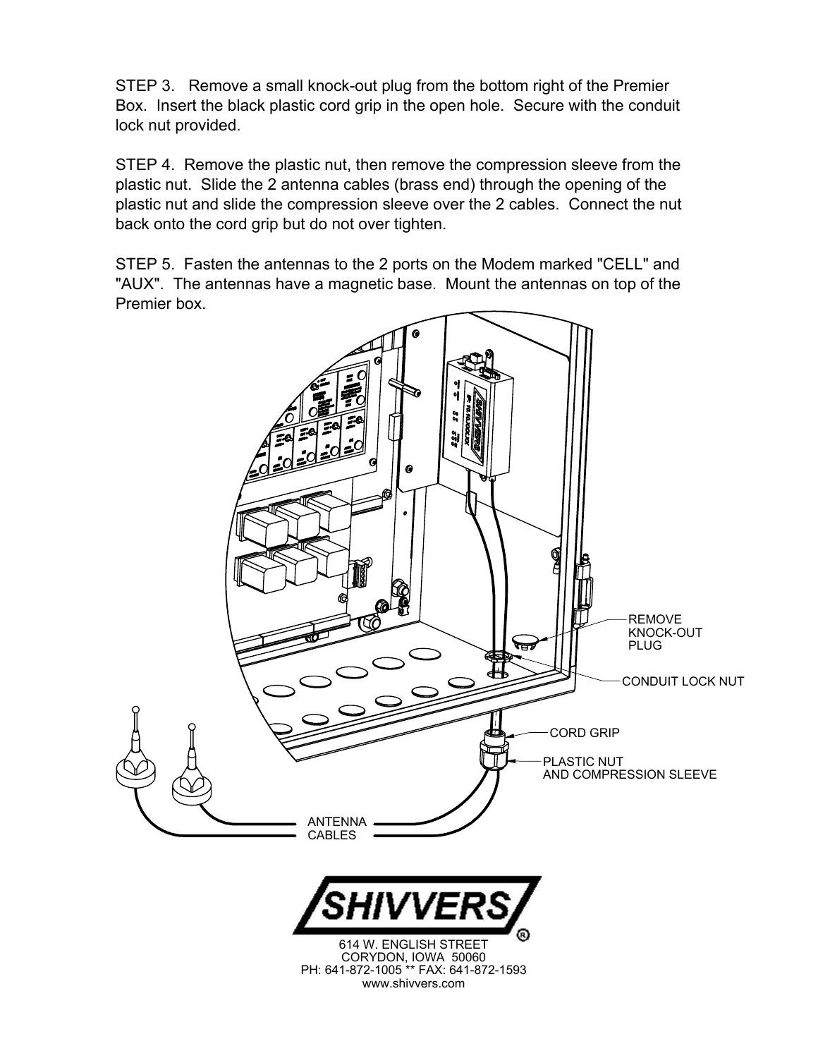STEP 3. Remove a small knock-out plug from the bottom right of the Premier Box. Insert the black plastic cord grip in the open hole. Secure with the conduit lock nut provided.

STEP 4. Remove the plastic nut, then remove the compression sleeve from the plastic nut. Slide the 2 antenna cables (brass end) through the opening of the plastic nut and slide the compression sleeve over the 2 cables. Connect the nut back onto the cord grip but do not over tighten.

STEP 5. Fasten the antennas to the 2 ports on the Modem marked "CELL" and "AUX". The antennas have a magnetic base. Mount the antennas on top of the Premier box.

REMOVE KNOCK-OUT PLUG

CONDUIT LOCK NUT

CORD GRIP

PLASTIC NUT AND COMPRESSION SLEEVE

ANTENNA CABLES

SHIVVERS®

614 W. ENGLISH STREET
CORYDON, IOWA 50060
PH: 641-872-1005 ** FAX: 641-872-1593
www.shivvers.com